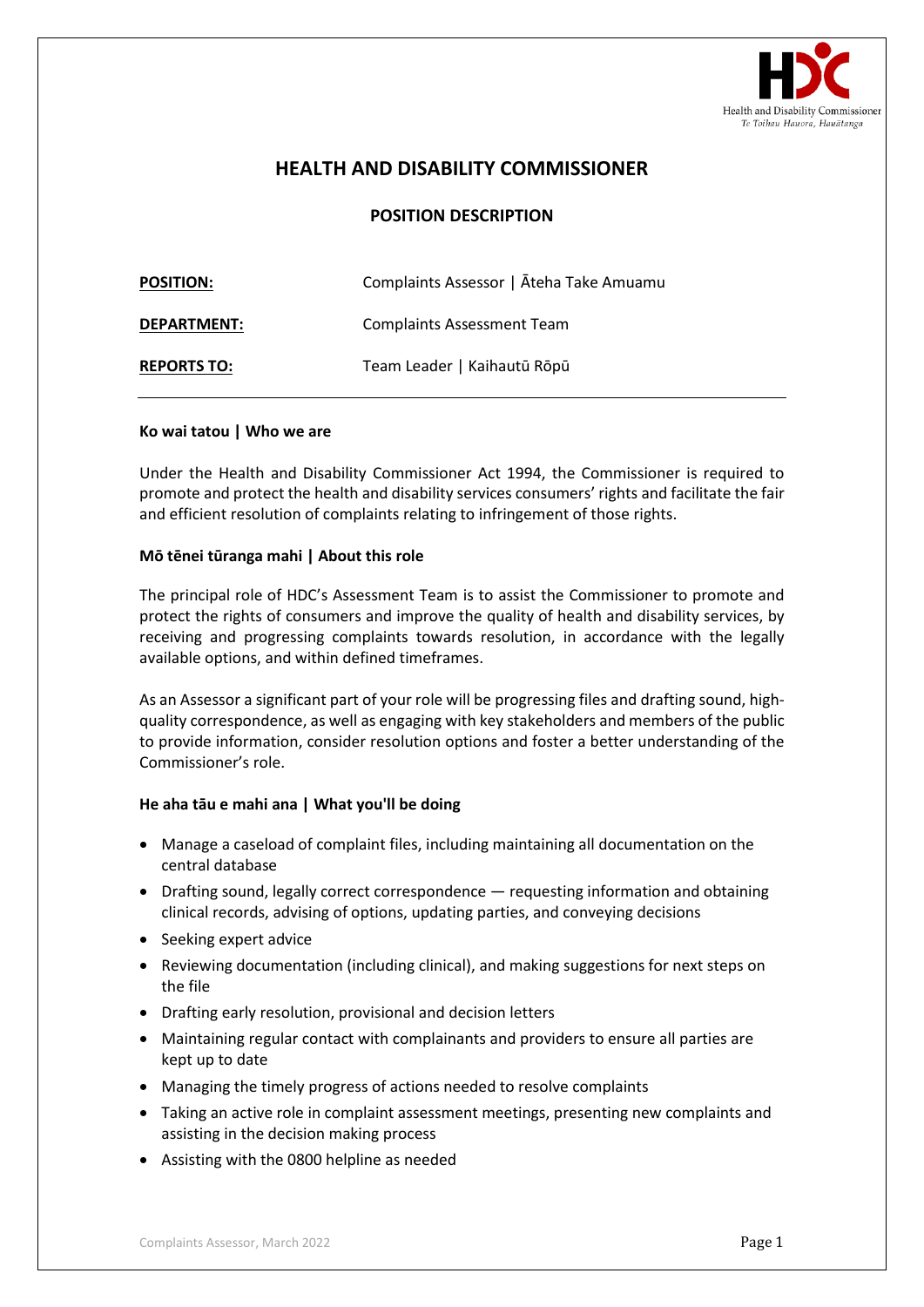# HEALTH AND DISABILITY COMMISSIONER

## POSITION DESCRIPTION

**POSITION:** Complaints Assessor | Āteha Take Amuamu

**DEPARTMENT:** Complaints Assessment Team

**REPORTS TO:** Team Leader | Kaihautū Rōpū

---

### Ko wai tatou | Who we are

Under the Health and Disability Commissioner Act 1994, the Commissioner is required to promote and protect the health and disability services consumers' rights and facilitate the fair and efficient resolution of complaints relating to infringement of those rights.

### Mō tēnei tūranga mahi | About this role

The principal role of HDC's Assessment Team is to assist the Commissioner to promote and protect the rights of consumers and improve the quality of health and disability services, by receiving and progressing complaints towards resolution, in accordance with the legally available options, and within defined timeframes.

As an Assessor a significant part of your role will be progressing files and drafting sound, high-quality correspondence, as well as engaging with key stakeholders and members of the public to provide information, consider resolution options and foster a better understanding of the Commissioner's role.

### He aha tāu e mahi ana | What you'll be doing

- Manage a caseload of complaint files, including maintaining all documentation on the central database
- Drafting sound, legally correct correspondence — requesting information and obtaining clinical records, advising of options, updating parties, and conveying decisions
- Seeking expert advice
- Reviewing documentation (including clinical), and making suggestions for next steps on the file
- Drafting early resolution, provisional and decision letters
- Maintaining regular contact with complainants and providers to ensure all parties are kept up to date
- Managing the timely progress of actions needed to resolve complaints
- Taking an active role in complaint assessment meetings, presenting new complaints and assisting in the decision making process
- Assisting with the 0800 helpline as needed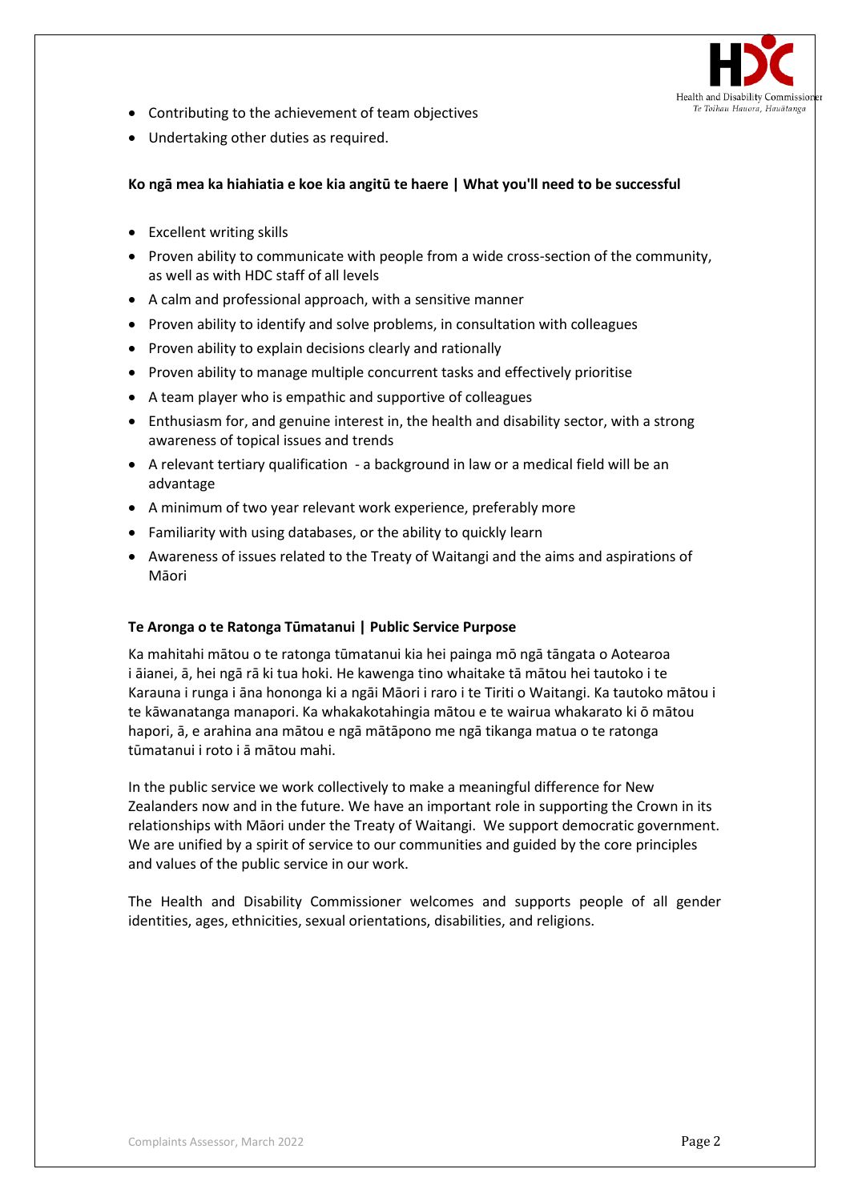- Contributing to the achievement of team objectives
- Undertaking other duties as required.

**Ko ngā mea ka hiahiatia e koe kia angitū te haere | What you'll need to be successful**

- Excellent writing skills
- Proven ability to communicate with people from a wide cross-section of the community, as well as with HDC staff of all levels
- A calm and professional approach, with a sensitive manner
- Proven ability to identify and solve problems, in consultation with colleagues
- Proven ability to explain decisions clearly and rationally
- Proven ability to manage multiple concurrent tasks and effectively prioritise
- A team player who is empathic and supportive of colleagues
- Enthusiasm for, and genuine interest in, the health and disability sector, with a strong awareness of topical issues and trends
- A relevant tertiary qualification - a background in law or a medical field will be an advantage
- A minimum of two year relevant work experience, preferably more
- Familiarity with using databases, or the ability to quickly learn
- Awareness of issues related to the Treaty of Waitangi and the aims and aspirations of Māori

**Te Aronga o te Ratonga Tūmatanui | Public Service Purpose**

Ka mahitahi mātou o te ratonga tūmatanui kia hei painga mō ngā tāngata o Aotearoa i āianei, ā, hei ngā rā ki tua hoki. He kawenga tino whaitake tā mātou hei tautoko i te Karauna i runga i āna hononga ki a ngāi Māori i raro i te Tiriti o Waitangi. Ka tautoko mātou i te kāwanatanga manapori. Ka whakakotahingia mātou e te wairua whakarato ki ō mātou hapori, ā, e arahina ana mātou e ngā mātāpono me ngā tikanga matua o te ratonga tūmatanui i roto i ā mātou mahi.

In the public service we work collectively to make a meaningful difference for New Zealanders now and in the future. We have an important role in supporting the Crown in its relationships with Māori under the Treaty of Waitangi. We support democratic government. We are unified by a spirit of service to our communities and guided by the core principles and values of the public service in our work.

The Health and Disability Commissioner welcomes and supports people of all gender identities, ages, ethnicities, sexual orientations, disabilities, and religions.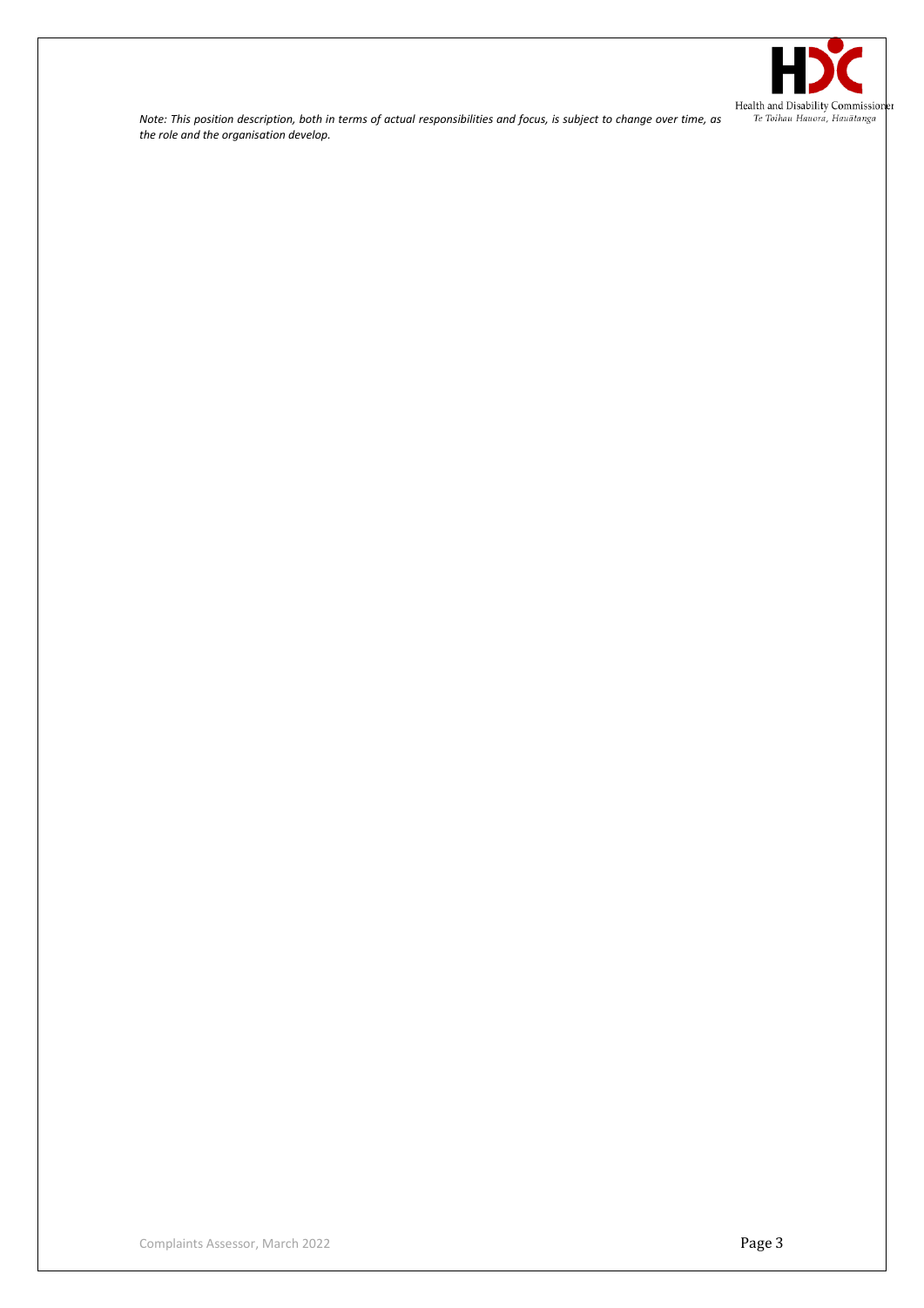*Note: This position description, both in terms of actual responsibilities and focus, is subject to change over time, as the role and the organisation develop.*